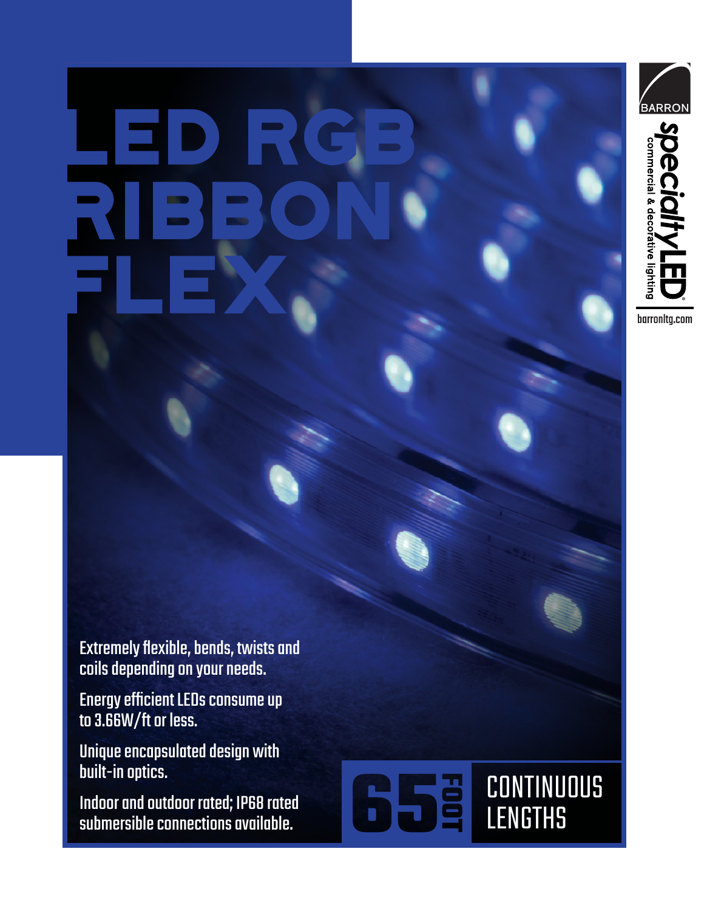# LED RGB RIBBON FLEX

BARRON

specialtyLED®

commercial & decorative lighting

barronltg.com

Extremely flexible, bends, twists and coils depending on your needs.

Energy efficient LEDs consume up to 3.66W/ft or less.

Unique encapsulated design with built-in optics.

Indoor and outdoor rated; IP68 rated submersible connections available.

**65 FOOT** CONTINUOUS LENGTHS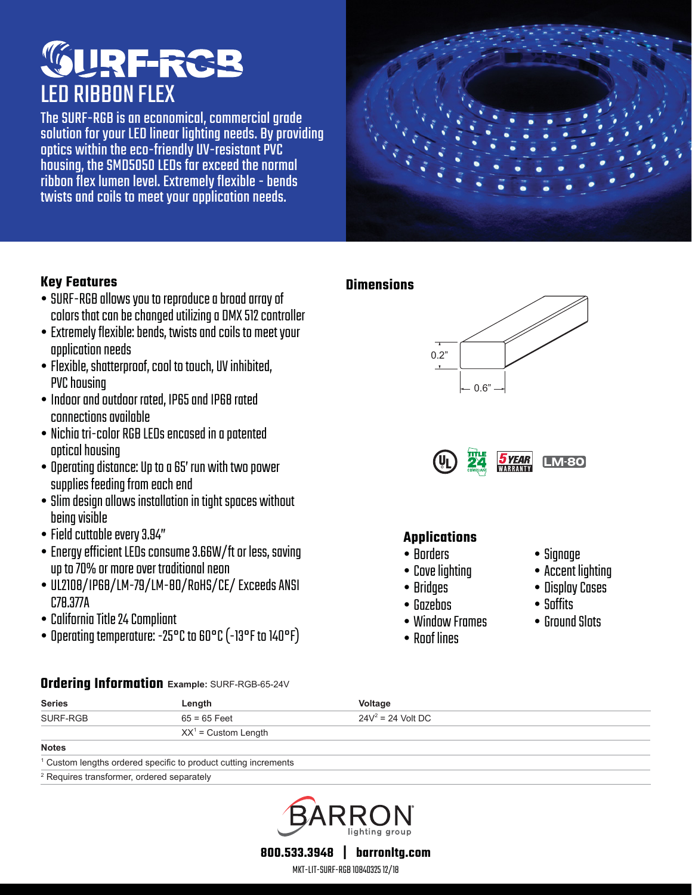# SURF-RGB

## LED RIBBON FLEX

The SURF-RGB is an economical, commercial grade solution for your LED linear lighting needs. By providing optics within the eco-friendly UV-resistant PVC housing, the SMD5050 LEDs far exceed the normal ribbon flex lumen level. Extremely flexible - bends twists and coils to meet your application needs.

### Key Features

- SURF-RGB allows you to reproduce a broad array of colors that can be changed utilizing a DMX 512 controller
- Extremely flexible: bends, twists and coils to meet your application needs
- Flexible, shatterproof, cool to touch, UV inhibited, PVC housing
- Indoor and outdoor rated, IP65 and IP68 rated connections available
- Nichia tri-color RGB LEDs encased in a patented optical housing
- Operating distance: Up to a 65' run with two power supplies feeding from each end
- Slim design allows installation in tight spaces without being visible
- Field cuttable every 3.94"
- Energy efficient LEDs consume 3.66W/ft or less, saving up to 70% or more over traditional neon
- UL2108/IP68/LM-79/LM-80/RoHS/CE/ Exceeds ANSI C78.377A
- California Title 24 Compliant
- Operating temperature: -25°C to 60°C (-13°F to 140°F)

### Dimensions

0.2"

0.6"

UL | TITLE 24 COMPLIANT | 5 YEAR WARRANTY | LM-80

### Applications

- Borders
- Cove lighting
- Bridges
- Gazebos
- Window Frames
- Roof lines
- Signage
- Accent lighting
- Display Cases
- Soffits
- Ground Slots

### Ordering Information **Example:** SURF-RGB-65-24V

| Series | Length | Voltage |
|---|---|---|
| SURF-RGB | 65 = 65 Feet | 24V[2] = 24 Volt DC |
| | XX[1] = Custom Length | |

**Notes**

[1] Custom lengths ordered specific to product cutting increments

[2] Requires transformer, ordered separately

BARRON lighting group

**800.533.3948 | barronltg.com**

MKT-LIT-SURF-RGB 10840325 12/18